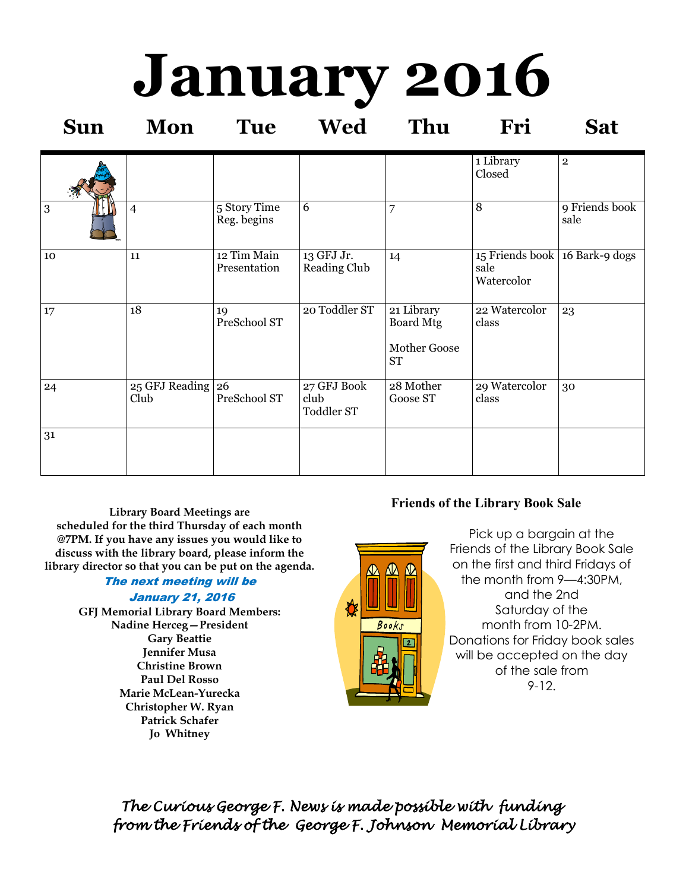# January 2016

| Sun | Mon | Tue | Wed | Thu | Fri | Sat |
|---|---|---|---|---|---|---|
| | | | | | 1 Library Closed | 2 |
| 3 | 4 | 5 Story Time Reg. begins | 6 | 7 | 8 | 9 Friends book sale |
| 10 | 11 | 12 Tim Main Presentation | 13 GFJ Jr. Reading Club | 14 | 15 Friends book sale Watercolor | 16 Bark-9 dogs |
| 17 | 18 | 19 PreSchool ST | 20 Toddler ST | 21 Library Board Mtg Mother Goose ST | 22 Watercolor class | 23 |
| 24 | 25 GFJ Reading Club | 26 PreSchool ST | 27 GFJ Book club Toddler ST | 28 Mother Goose ST | 29 Watercolor class | 30 |
| 31 | | | | | | |

**Library Board Meetings are scheduled for the third Thursday of each month @7PM. If you have any issues you would like to discuss with the library board, please inform the library director so that you can be put on the agenda.**

***The next meeting will be January 21, 2016***

**GFJ Memorial Library Board Members:**
**Nadine Herceg—President**
**Gary Beattie**
**Jennifer Musa**
**Christine Brown**
**Paul Del Rosso**
**Marie McLean-Yurecka**
**Christopher W. Ryan**
**Patrick Schafer**
**Jo Whitney**

### Friends of the Library Book Sale

Pick up a bargain at the Friends of the Library Book Sale on the first and third Fridays of the month from 9—4:30PM, and the 2nd Saturday of the month from 10-2PM. Donations for Friday book sales will be accepted on the day of the sale from 9-12.

*The Curious George F. News is made possible with funding from the Friends of the George F. Johnson Memorial Library*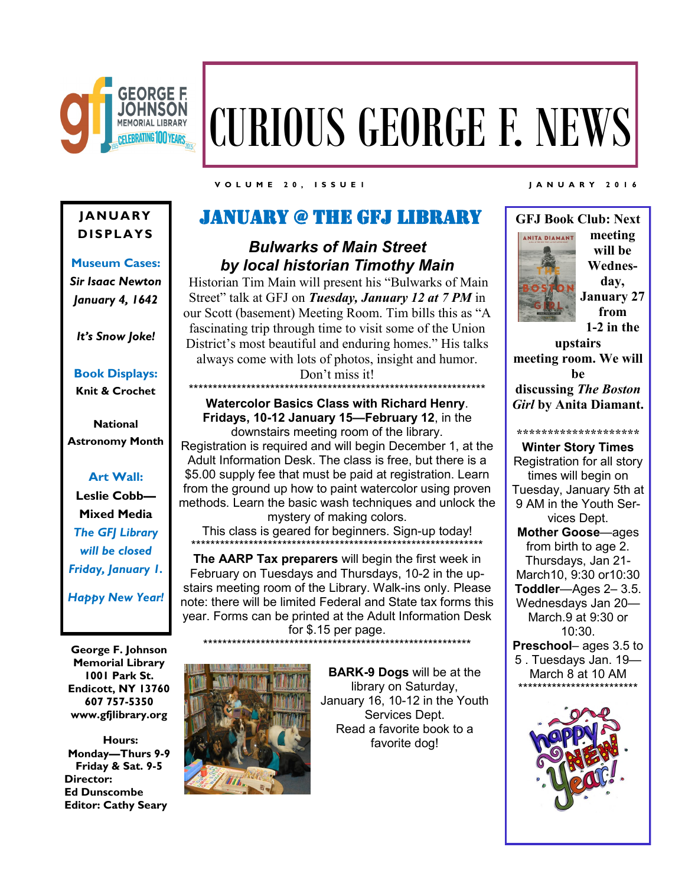# CURIOUS GEORGE F. NEWS

VOLUME 20, ISSUE I — JANUARY 2016

## JANUARY DISPLAYS

**Museum Cases:**

***Sir Isaac Newton January 4, 1642***

***It's Snow Joke!***

**Book Displays:**

**Knit & Crochet**

**National Astronomy Month**

**Art Wall:**

**Leslie Cobb—Mixed Media**

*The GFJ Library will be closed Friday, January 1.*

*Happy New Year!*

**George F. Johnson Memorial Library**
**1001 Park St.**
**Endicott, NY 13760**
**607 757-5350**
**www.gfjlibrary.org**

**Hours:**
**Monday—Thurs 9-9**
**Friday & Sat. 9-5**
**Director: Ed Dunscombe**
**Editor: Cathy Seary**

## JANUARY @ THE GFJ LIBRARY

### *Bulwarks of Main Street by local historian Timothy Main*

Historian Tim Main will present his "Bulwarks of Main Street" talk at GFJ on ***Tuesday, January 12 at 7 PM*** in our Scott (basement) Meeting Room. Tim bills this as "A fascinating trip through time to visit some of the Union District's most beautiful and enduring homes." His talks always come with lots of photos, insight and humor. Don't miss it!

*****************************************************************

**Watercolor Basics Class with Richard Henry**. **Fridays, 10-12 January 15—February 12**, in the downstairs meeting room of the library. Registration is required and will begin December 1, at the Adult Information Desk. The class is free, but there is a $5.00 supply fee that must be paid at registration. Learn from the ground up how to paint watercolor using proven methods. Learn the basic wash techniques and unlock the mystery of making colors. This class is geared for beginners. Sign-up today!

*****************************************************************

**The AARP Tax preparers** will begin the first week in February on Tuesdays and Thursdays, 10-2 in the upstairs meeting room of the Library. Walk-ins only. Please note: there will be limited Federal and State tax forms this year. Forms can be printed at the Adult Information Desk for $.15 per page.

*************************************************************

**BARK-9 Dogs** will be at the library on Saturday, January 16, 10-12 in the Youth Services Dept. Read a favorite book to a favorite dog!

**GFJ Book Club: Next meeting will be Wednesday, January 27 from 1-2 in the upstairs meeting room. We will be discussing *The Boston Girl* by Anita Diamant.**

*********************

**Winter Story Times**

Registration for all story times will begin on Tuesday, January 5th at 9 AM in the Youth Services Dept.

**Mother Goose**—ages from birth to age 2. Thursdays, Jan 21-March10, 9:30 or10:30

**Toddler**—Ages 2– 3.5. Wednesdays Jan 20—March.9 at 9:30 or 10:30.

**Preschool**– ages 3.5 to 5 . Tuesdays Jan. 19—March 8 at 10 AM

*************************